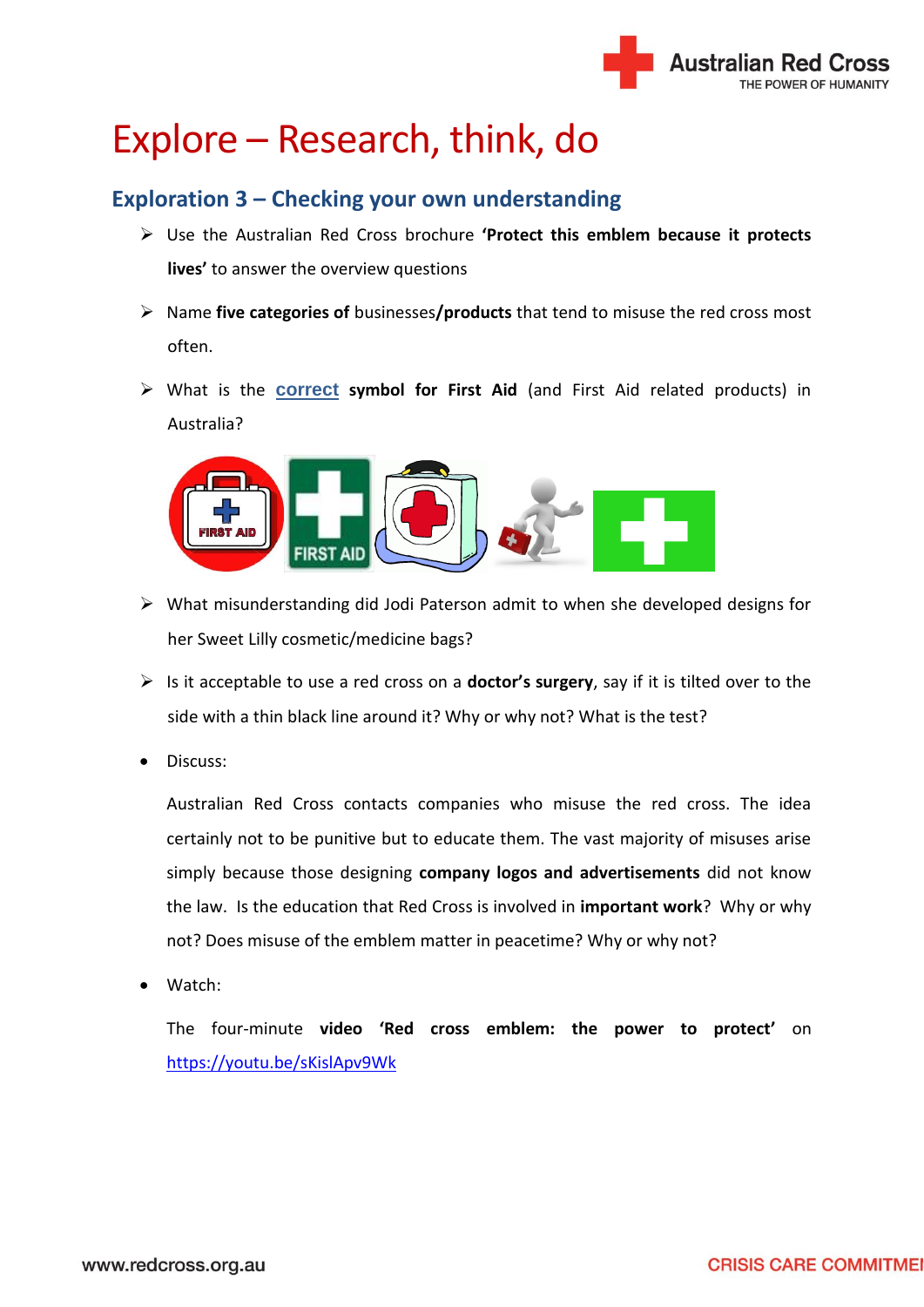# Explore – Research, think, do

## Exploration 3 – Checking your own understanding

- Use the Australian Red Cross brochure **'Protect this emblem because it protects lives'** to answer the overview questions
- Name **five categories of** businesses**/products** that tend to misuse the red cross most often.
- What is the **correct symbol for First Aid** (and First Aid related products) in Australia?
- What misunderstanding did Jodi Paterson admit to when she developed designs for her Sweet Lilly cosmetic/medicine bags?
- Is it acceptable to use a red cross on a **doctor's surgery**, say if it is tilted over to the side with a thin black line around it? Why or why not? What is the test?

- Discuss:

  Australian Red Cross contacts companies who misuse the red cross. The idea certainly not to be punitive but to educate them. The vast majority of misuses arise simply because those designing **company logos and advertisements** did not know the law. Is the education that Red Cross is involved in **important work**? Why or why not? Does misuse of the emblem matter in peacetime? Why or why not?

- Watch:

  The four-minute **video 'Red cross emblem: the power to protect'** on https://youtu.be/sKislApv9Wk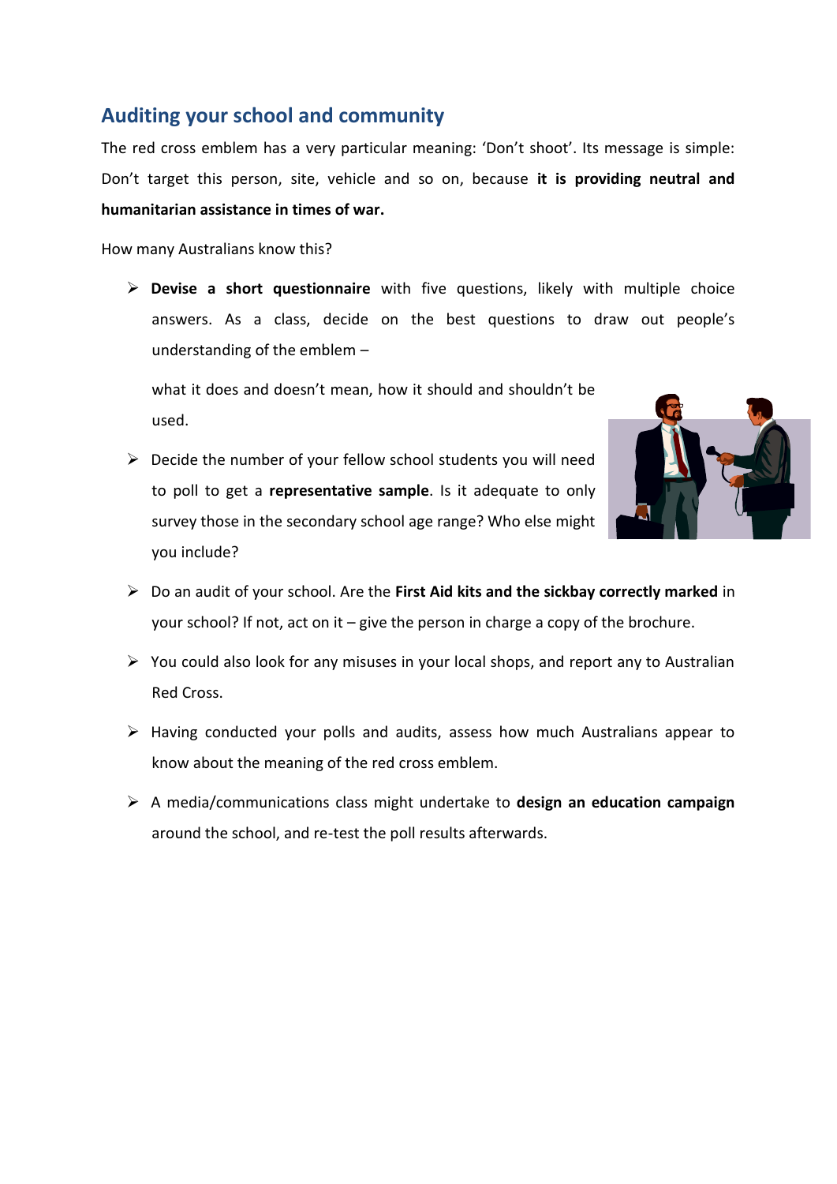## Auditing your school and community

The red cross emblem has a very particular meaning: 'Don't shoot'. Its message is simple: Don't target this person, site, vehicle and so on, because **it is providing neutral and humanitarian assistance in times of war.**

How many Australians know this?

- **Devise a short questionnaire** with five questions, likely with multiple choice answers. As a class, decide on the best questions to draw out people's understanding of the emblem – what it does and doesn't mean, how it should and shouldn't be used.
- Decide the number of your fellow school students you will need to poll to get a **representative sample**. Is it adequate to only survey those in the secondary school age range? Who else might you include?
- Do an audit of your school. Are the **First Aid kits and the sickbay correctly marked** in your school? If not, act on it – give the person in charge a copy of the brochure.
- You could also look for any misuses in your local shops, and report any to Australian Red Cross.
- Having conducted your polls and audits, assess how much Australians appear to know about the meaning of the red cross emblem.
- A media/communications class might undertake to **design an education campaign** around the school, and re-test the poll results afterwards.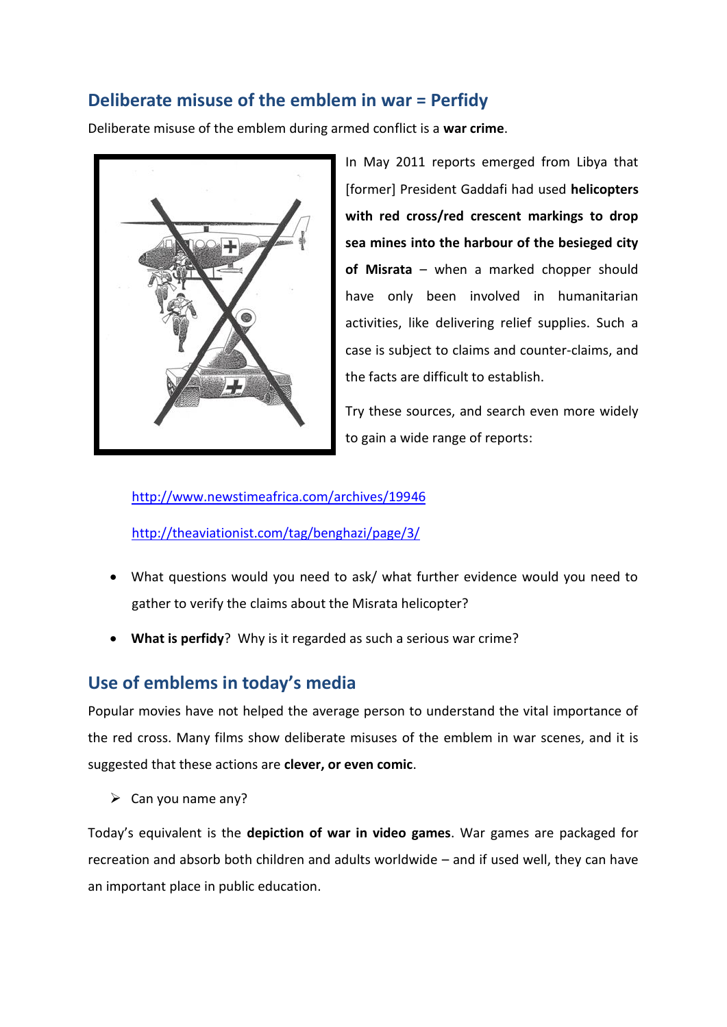## Deliberate misuse of the emblem in war = Perfidy

Deliberate misuse of the emblem during armed conflict is a **war crime**.

In May 2011 reports emerged from Libya that [former] President Gaddafi had used **helicopters with red cross/red crescent markings to drop sea mines into the harbour of the besieged city of Misrata** – when a marked chopper should have only been involved in humanitarian activities, like delivering relief supplies. Such a case is subject to claims and counter-claims, and the facts are difficult to establish.

Try these sources, and search even more widely to gain a wide range of reports:

http://www.newstimeafrica.com/archives/19946

http://theaviationist.com/tag/benghazi/page/3/

- What questions would you need to ask/ what further evidence would you need to gather to verify the claims about the Misrata helicopter?
- **What is perfidy**? Why is it regarded as such a serious war crime?

## Use of emblems in today's media

Popular movies have not helped the average person to understand the vital importance of the red cross. Many films show deliberate misuses of the emblem in war scenes, and it is suggested that these actions are **clever, or even comic**.

- Can you name any?

Today's equivalent is the **depiction of war in video games**. War games are packaged for recreation and absorb both children and adults worldwide – and if used well, they can have an important place in public education.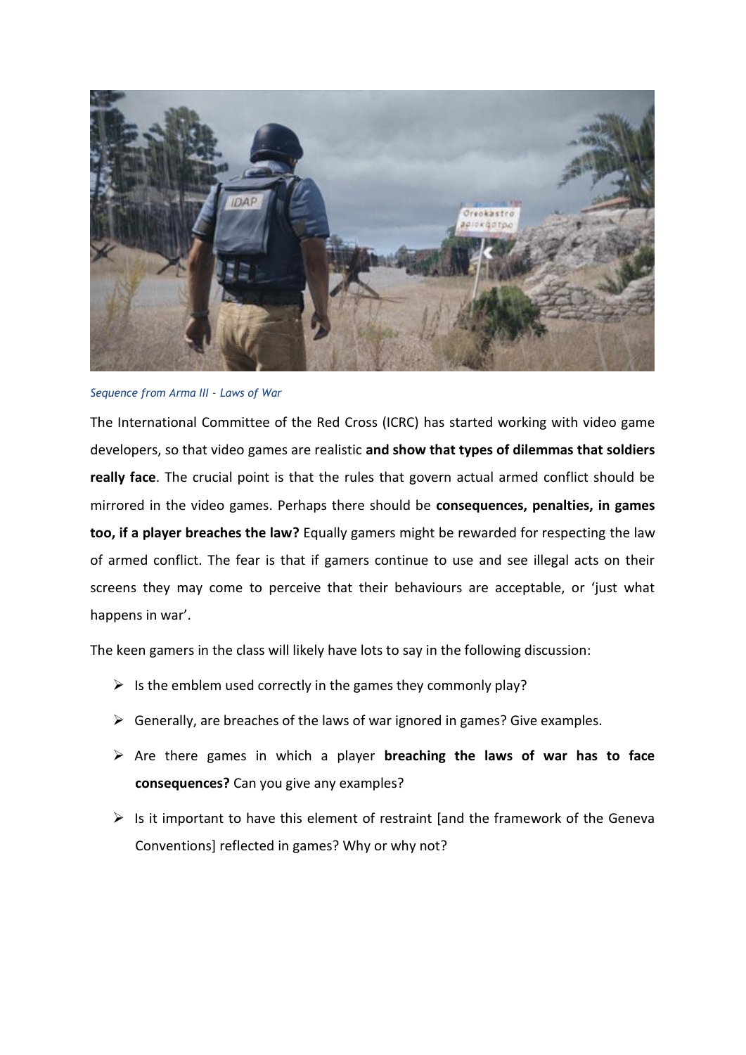*Sequence from Arma III - Laws of War*

The International Committee of the Red Cross (ICRC) has started working with video game developers, so that video games are realistic **and show that types of dilemmas that soldiers really face**. The crucial point is that the rules that govern actual armed conflict should be mirrored in the video games. Perhaps there should be **consequences, penalties, in games too, if a player breaches the law?** Equally gamers might be rewarded for respecting the law of armed conflict. The fear is that if gamers continue to use and see illegal acts on their screens they may come to perceive that their behaviours are acceptable, or 'just what happens in war'.

The keen gamers in the class will likely have lots to say in the following discussion:

- Is the emblem used correctly in the games they commonly play?
- Generally, are breaches of the laws of war ignored in games? Give examples.
- Are there games in which a player **breaching the laws of war has to face consequences?** Can you give any examples?
- Is it important to have this element of restraint [and the framework of the Geneva Conventions] reflected in games? Why or why not?